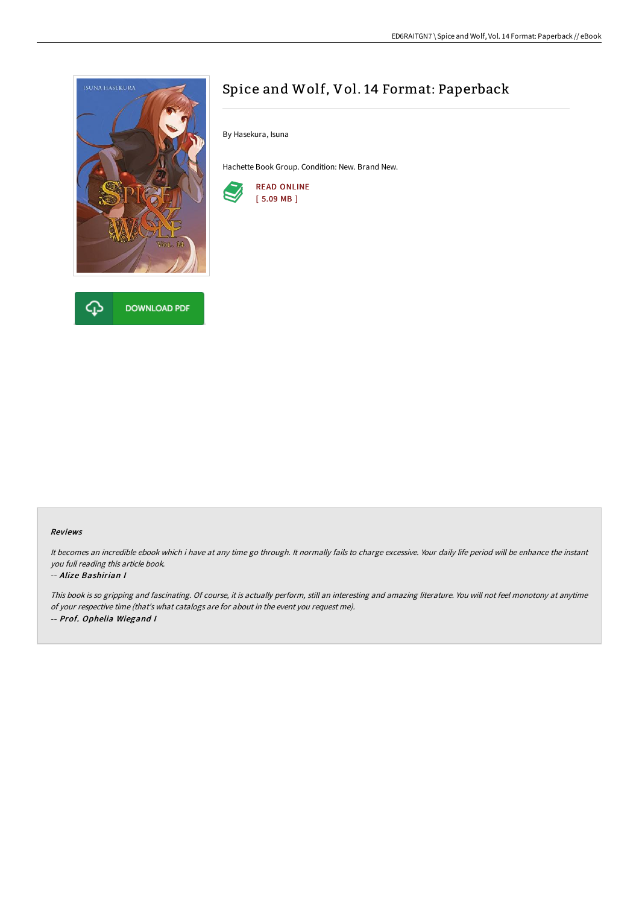# Spice and Wolf, Vol. 14 Format: Paperback

By Hasekura, Isuna

Hachette Book Group. Condition: New. Brand New.

READ ONLINE
[ 5.09 MB ]

DOWNLOAD PDF

#### Reviews

*It becomes an incredible ebook which i have at any time go through. It normally fails to charge excessive. Your daily life period will be enhance the instant you full reading this article book.*

-- ***Alize Bashirian I***

*This book is so gripping and fascinating. Of course, it is actually perform, still an interesting and amazing literature. You will not feel monotony at anytime of your respective time (that's what catalogs are for about in the event you request me).*

-- ***Prof. Ophelia Wiegand I***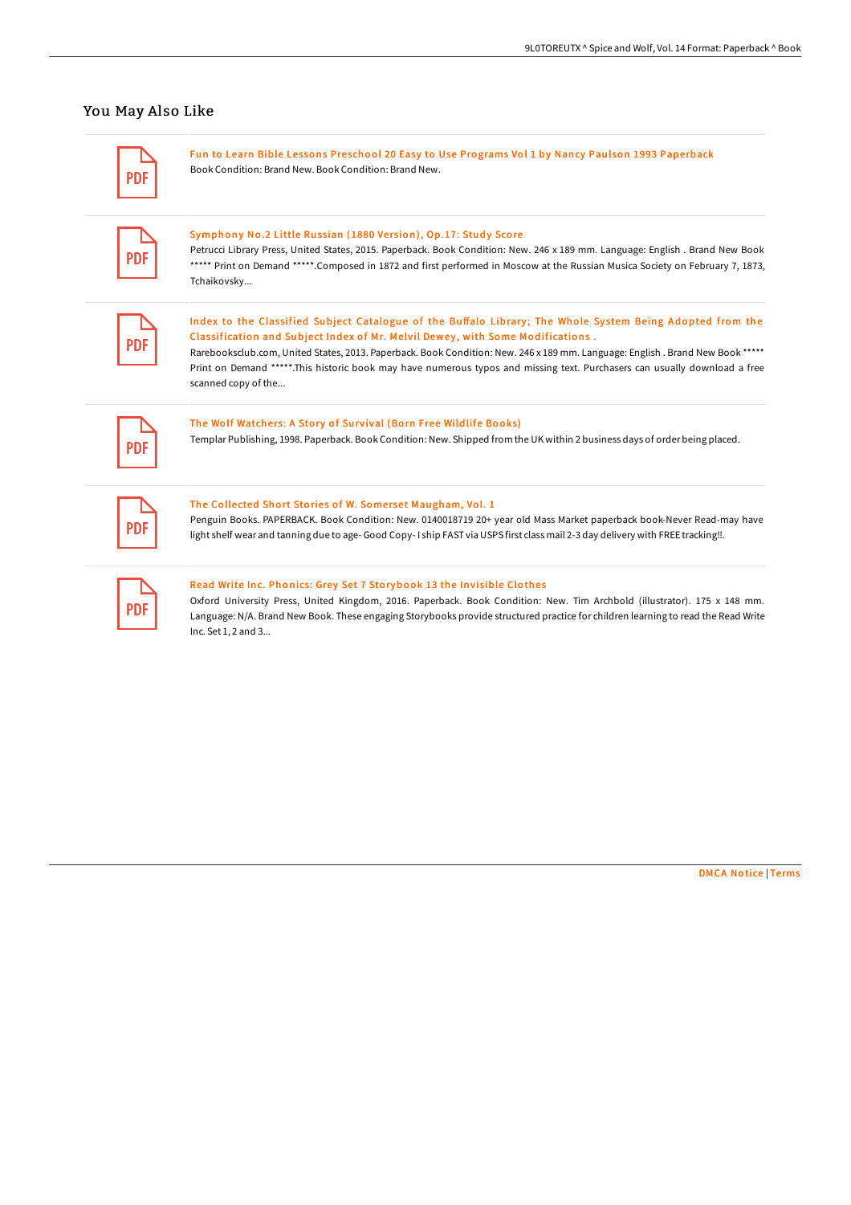## You May Also Like

**Fun to Learn Bible Lessons Preschool 20 Easy to Use Programs Vol 1 by Nancy Paulson 1993 Paperback**

Book Condition: Brand New. Book Condition: Brand New.

**Symphony No.2 Little Russian (1880 Version), Op.17: Study Score**

Petrucci Library Press, United States, 2015. Paperback. Book Condition: New. 246 x 189 mm. Language: English . Brand New Book ***** Print on Demand *****.Composed in 1872 and first performed in Moscow at the Russian Musica Society on February 7, 1873, Tchaikovsky...

**Index to the Classified Subject Catalogue of the Buffalo Library; The Whole System Being Adopted from the Classification and Subject Index of Mr. Melvil Dewey, with Some Modifications .**

Rarebooksclub.com, United States, 2013. Paperback. Book Condition: New. 246 x 189 mm. Language: English . Brand New Book ***** Print on Demand *****.This historic book may have numerous typos and missing text. Purchasers can usually download a free scanned copy of the...

**The Wolf Watchers: A Story of Survival (Born Free Wildlife Books)**

Templar Publishing, 1998. Paperback. Book Condition: New. Shipped from the UK within 2 business days of order being placed.

**The Collected Short Stories of W. Somerset Maugham, Vol. 1**

Penguin Books. PAPERBACK. Book Condition: New. 0140018719 20+ year old Mass Market paperback book-Never Read-may have light shelf wear and tanning due to age- Good Copy- I ship FAST via USPS first class mail 2-3 day delivery with FREE tracking!!.

**Read Write Inc. Phonics: Grey Set 7 Storybook 13 the Invisible Clothes**

Oxford University Press, United Kingdom, 2016. Paperback. Book Condition: New. Tim Archbold (illustrator). 175 x 148 mm. Language: N/A. Brand New Book. These engaging Storybooks provide structured practice for children learning to read the Read Write Inc. Set 1, 2 and 3...